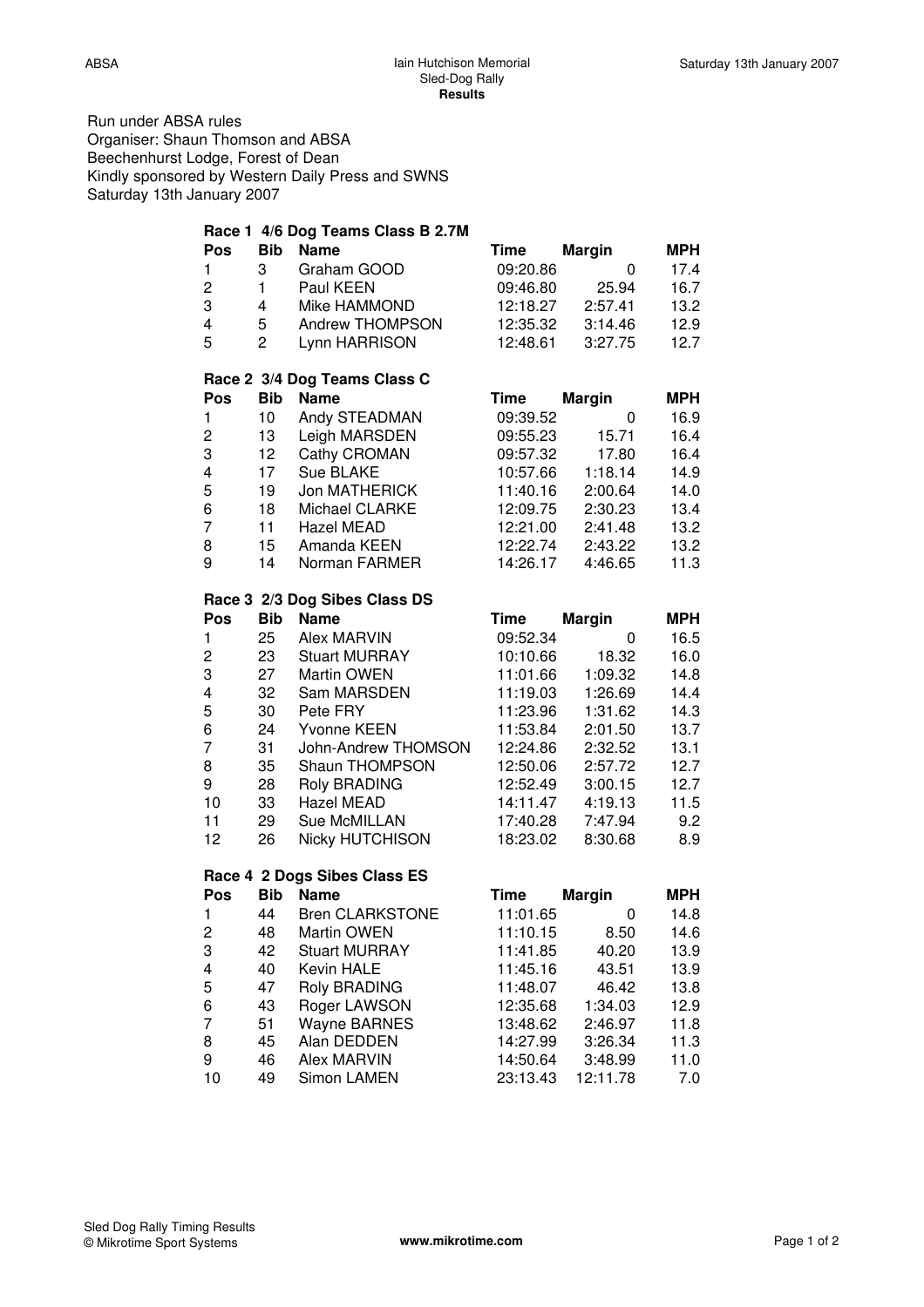# Iain Hutchison Memorial Sled-Dog Rally

**Results**

Run under ABSA rules
Organiser: Shaun Thomson and ABSA
Beechenhurst Lodge, Forest of Dean
Kindly sponsored by Western Daily Press and SWNS
Saturday 13th January 2007

### Race 1 4/6 Dog Teams Class B 2.7M

| Pos | Bib | Name | Time | Margin | MPH |
|---|---|---|---|---|---|
| 1 | 3 | Graham GOOD | 09:20.86 | 0 | 17.4 |
| 2 | 1 | Paul KEEN | 09:46.80 | 25.94 | 16.7 |
| 3 | 4 | Mike HAMMOND | 12:18.27 | 2:57.41 | 13.2 |
| 4 | 5 | Andrew THOMPSON | 12:35.32 | 3:14.46 | 12.9 |
| 5 | 2 | Lynn HARRISON | 12:48.61 | 3:27.75 | 12.7 |

### Race 2 3/4 Dog Teams Class C

| Pos | Bib | Name | Time | Margin | MPH |
|---|---|---|---|---|---|
| 1 | 10 | Andy STEADMAN | 09:39.52 | 0 | 16.9 |
| 2 | 13 | Leigh MARSDEN | 09:55.23 | 15.71 | 16.4 |
| 3 | 12 | Cathy CROMAN | 09:57.32 | 17.80 | 16.4 |
| 4 | 17 | Sue BLAKE | 10:57.66 | 1:18.14 | 14.9 |
| 5 | 19 | Jon MATHERICK | 11:40.16 | 2:00.64 | 14.0 |
| 6 | 18 | Michael CLARKE | 12:09.75 | 2:30.23 | 13.4 |
| 7 | 11 | Hazel MEAD | 12:21.00 | 2:41.48 | 13.2 |
| 8 | 15 | Amanda KEEN | 12:22.74 | 2:43.22 | 13.2 |
| 9 | 14 | Norman FARMER | 14:26.17 | 4:46.65 | 11.3 |

### Race 3 2/3 Dog Sibes Class DS

| Pos | Bib | Name | Time | Margin | MPH |
|---|---|---|---|---|---|
| 1 | 25 | Alex MARVIN | 09:52.34 | 0 | 16.5 |
| 2 | 23 | Stuart MURRAY | 10:10.66 | 18.32 | 16.0 |
| 3 | 27 | Martin OWEN | 11:01.66 | 1:09.32 | 14.8 |
| 4 | 32 | Sam MARSDEN | 11:19.03 | 1:26.69 | 14.4 |
| 5 | 30 | Pete FRY | 11:23.96 | 1:31.62 | 14.3 |
| 6 | 24 | Yvonne KEEN | 11:53.84 | 2:01.50 | 13.7 |
| 7 | 31 | John-Andrew THOMSON | 12:24.86 | 2:32.52 | 13.1 |
| 8 | 35 | Shaun THOMPSON | 12:50.06 | 2:57.72 | 12.7 |
| 9 | 28 | Roly BRADING | 12:52.49 | 3:00.15 | 12.7 |
| 10 | 33 | Hazel MEAD | 14:11.47 | 4:19.13 | 11.5 |
| 11 | 29 | Sue McMILLAN | 17:40.28 | 7:47.94 | 9.2 |
| 12 | 26 | Nicky HUTCHISON | 18:23.02 | 8:30.68 | 8.9 |

### Race 4 2 Dogs Sibes Class ES

| Pos | Bib | Name | Time | Margin | MPH |
|---|---|---|---|---|---|
| 1 | 44 | Bren CLARKSTONE | 11:01.65 | 0 | 14.8 |
| 2 | 48 | Martin OWEN | 11:10.15 | 8.50 | 14.6 |
| 3 | 42 | Stuart MURRAY | 11:41.85 | 40.20 | 13.9 |
| 4 | 40 | Kevin HALE | 11:45.16 | 43.51 | 13.9 |
| 5 | 47 | Roly BRADING | 11:48.07 | 46.42 | 13.8 |
| 6 | 43 | Roger LAWSON | 12:35.68 | 1:34.03 | 12.9 |
| 7 | 51 | Wayne BARNES | 13:48.62 | 2:46.97 | 11.8 |
| 8 | 45 | Alan DEDDEN | 14:27.99 | 3:26.34 | 11.3 |
| 9 | 46 | Alex MARVIN | 14:50.64 | 3:48.99 | 11.0 |
| 10 | 49 | Simon LAMEN | 23:13.43 | 12:11.78 | 7.0 |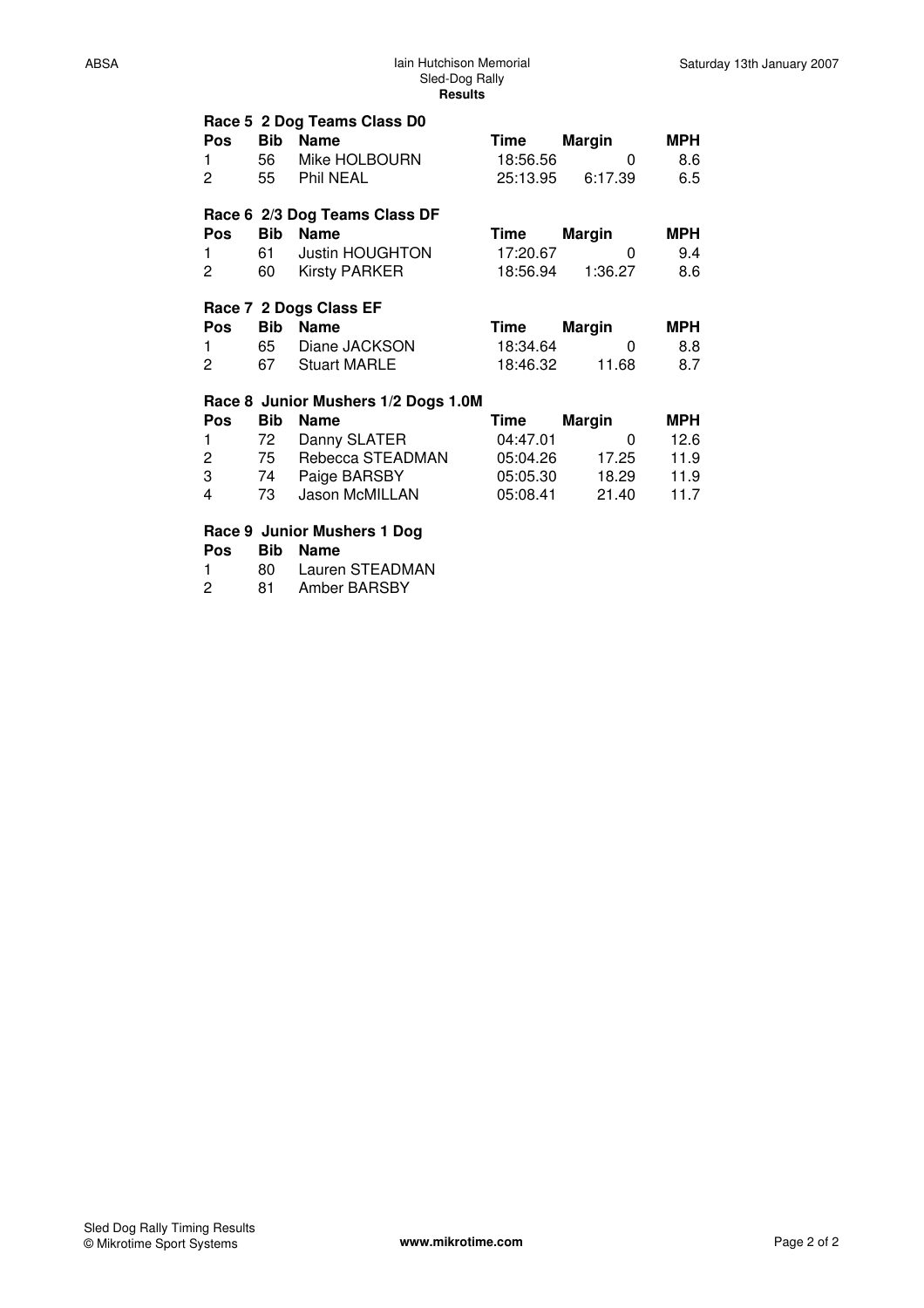### Race 5 2 Dog Teams Class D0

| Pos | Bib | Name | Time | Margin | MPH |
|---|---|---|---|---|---|
| 1 | 56 | Mike HOLBOURN | 18:56.56 | 0 | 8.6 |
| 2 | 55 | Phil NEAL | 25:13.95 | 6:17.39 | 6.5 |

### Race 6 2/3 Dog Teams Class DF

| Pos | Bib | Name | Time | Margin | MPH |
|---|---|---|---|---|---|
| 1 | 61 | Justin HOUGHTON | 17:20.67 | 0 | 9.4 |
| 2 | 60 | Kirsty PARKER | 18:56.94 | 1:36.27 | 8.6 |

### Race 7 2 Dogs Class EF

| Pos | Bib | Name | Time | Margin | MPH |
|---|---|---|---|---|---|
| 1 | 65 | Diane JACKSON | 18:34.64 | 0 | 8.8 |
| 2 | 67 | Stuart MARLE | 18:46.32 | 11.68 | 8.7 |

### Race 8 Junior Mushers 1/2 Dogs 1.0M

| Pos | Bib | Name | Time | Margin | MPH |
|---|---|---|---|---|---|
| 1 | 72 | Danny SLATER | 04:47.01 | 0 | 12.6 |
| 2 | 75 | Rebecca STEADMAN | 05:04.26 | 17.25 | 11.9 |
| 3 | 74 | Paige BARSBY | 05:05.30 | 18.29 | 11.9 |
| 4 | 73 | Jason McMILLAN | 05:08.41 | 21.40 | 11.7 |

### Race 9 Junior Mushers 1 Dog

| Pos | Bib | Name |
|---|---|---|
| 1 | 80 | Lauren STEADMAN |
| 2 | 81 | Amber BARSBY |